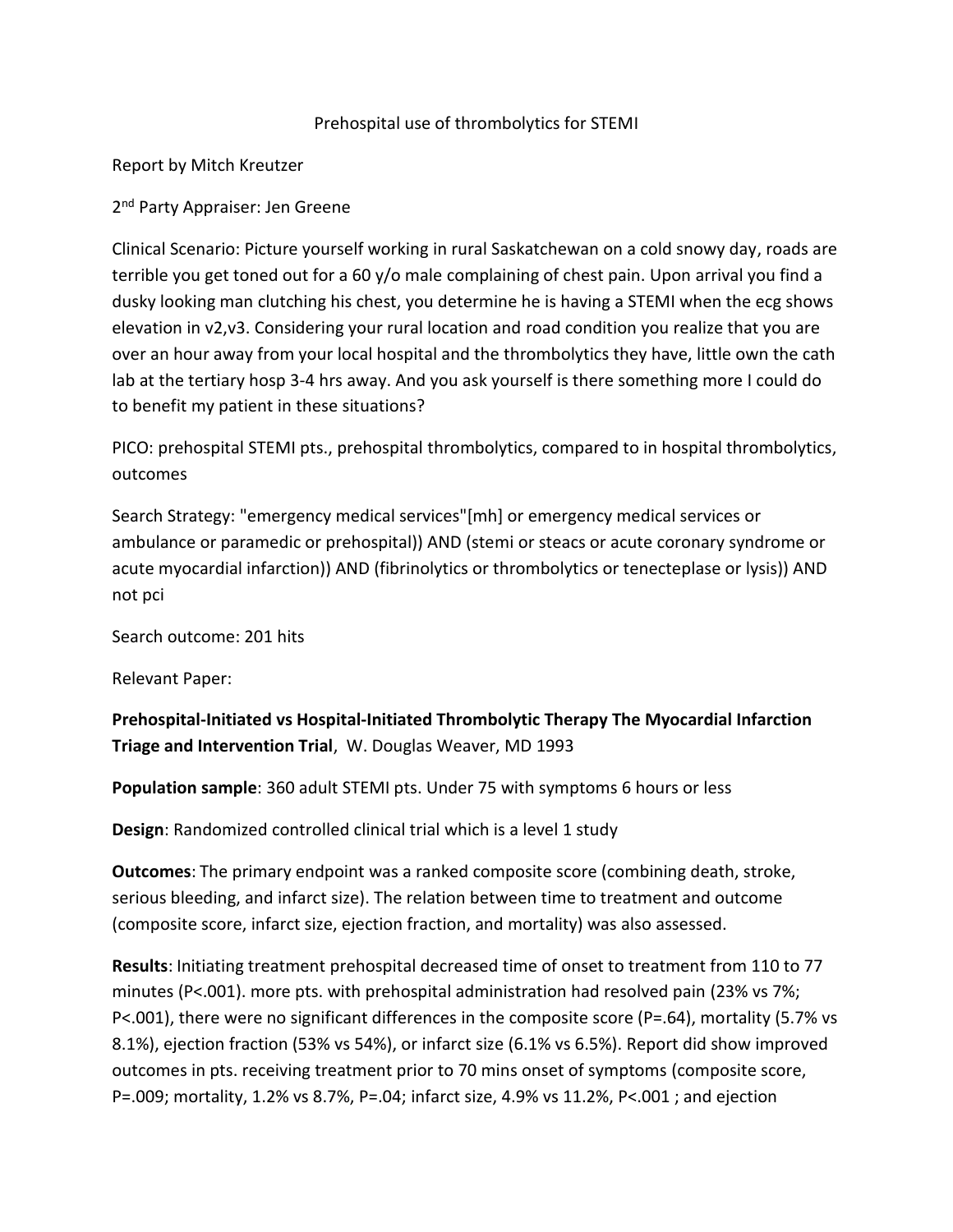Prehospital use of thrombolytics for STEMI

Report by Mitch Kreutzer

2nd Party Appraiser: Jen Greene

Clinical Scenario: Picture yourself working in rural Saskatchewan on a cold snowy day, roads are terrible you get toned out for a 60 y/o male complaining of chest pain. Upon arrival you find a dusky looking man clutching his chest, you determine he is having a STEMI when the ecg shows elevation in v2,v3. Considering your rural location and road condition you realize that you are over an hour away from your local hospital and the thrombolytics they have, little own the cath lab at the tertiary hosp 3-4 hrs away. And you ask yourself is there something more I could do to benefit my patient in these situations?

PICO: prehospital STEMI pts., prehospital thrombolytics, compared to in hospital thrombolytics, outcomes

Search Strategy: "emergency medical services"[mh] or emergency medical services or ambulance or paramedic or prehospital)) AND (stemi or steacs or acute coronary syndrome or acute myocardial infarction)) AND (fibrinolytics or thrombolytics or tenecteplase or lysis)) AND not pci

Search outcome: 201 hits

Relevant Paper:

**Prehospital-Initiated vs Hospital-Initiated Thrombolytic Therapy The Myocardial Infarction Triage and Intervention Trial**, W. Douglas Weaver, MD 1993

**Population sample**: 360 adult STEMI pts. Under 75 with symptoms 6 hours or less

**Design**: Randomized controlled clinical trial which is a level 1 study

**Outcomes**: The primary endpoint was a ranked composite score (combining death, stroke, serious bleeding, and infarct size). The relation between time to treatment and outcome (composite score, infarct size, ejection fraction, and mortality) was also assessed.

**Results**: Initiating treatment prehospital decreased time of onset to treatment from 110 to 77 minutes (P<.001). more pts. with prehospital administration had resolved pain (23% vs 7%; P<.001), there were no significant differences in the composite score (P=.64), mortality (5.7% vs 8.1%), ejection fraction (53% vs 54%), or infarct size (6.1% vs 6.5%). Report did show improved outcomes in pts. receiving treatment prior to 70 mins onset of symptoms (composite score, P=.009; mortality, 1.2% vs 8.7%, P=.04; infarct size, 4.9% vs 11.2%, P<.001 ; and ejection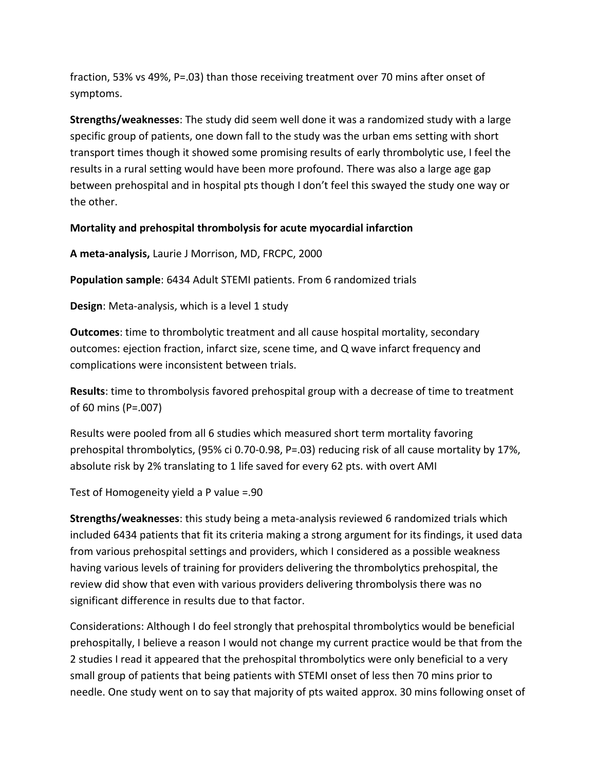fraction, 53% vs 49%, P=.03) than those receiving treatment over 70 mins after onset of symptoms.

**Strengths/weaknesses**: The study did seem well done it was a randomized study with a large specific group of patients, one down fall to the study was the urban ems setting with short transport times though it showed some promising results of early thrombolytic use, I feel the results in a rural setting would have been more profound. There was also a large age gap between prehospital and in hospital pts though I don't feel this swayed the study one way or the other.

**Mortality and prehospital thrombolysis for acute myocardial infarction**

**A meta-analysis,** Laurie J Morrison, MD, FRCPC, 2000

**Population sample**: 6434 Adult STEMI patients. From 6 randomized trials

**Design**: Meta-analysis, which is a level 1 study

**Outcomes**: time to thrombolytic treatment and all cause hospital mortality, secondary outcomes: ejection fraction, infarct size, scene time, and Q wave infarct frequency and complications were inconsistent between trials.

**Results**: time to thrombolysis favored prehospital group with a decrease of time to treatment of 60 mins (P=.007)

Results were pooled from all 6 studies which measured short term mortality favoring prehospital thrombolytics, (95% ci 0.70-0.98, P=.03) reducing risk of all cause mortality by 17%, absolute risk by 2% translating to 1 life saved for every 62 pts. with overt AMI

Test of Homogeneity yield a P value =.90

**Strengths/weaknesses**: this study being a meta-analysis reviewed 6 randomized trials which included 6434 patients that fit its criteria making a strong argument for its findings, it used data from various prehospital settings and providers, which I considered as a possible weakness having various levels of training for providers delivering the thrombolytics prehospital, the review did show that even with various providers delivering thrombolysis there was no significant difference in results due to that factor.

Considerations: Although I do feel strongly that prehospital thrombolytics would be beneficial prehospitally, I believe a reason I would not change my current practice would be that from the 2 studies I read it appeared that the prehospital thrombolytics were only beneficial to a very small group of patients that being patients with STEMI onset of less then 70 mins prior to needle. One study went on to say that majority of pts waited approx. 30 mins following onset of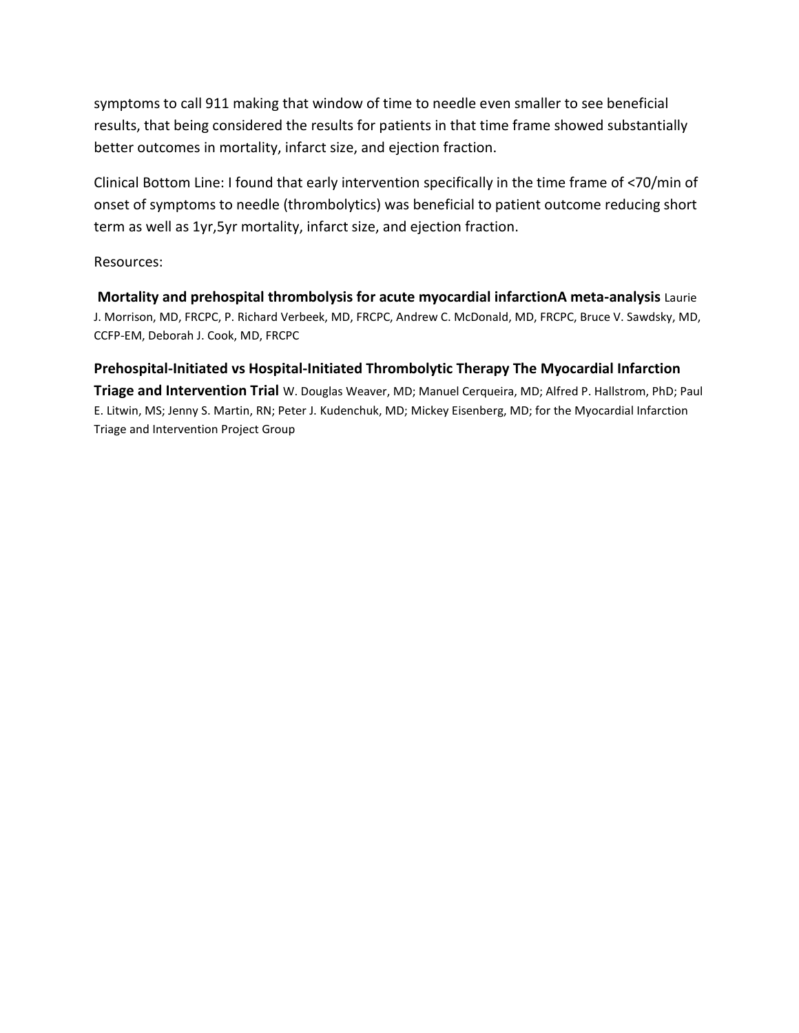symptoms to call 911 making that window of time to needle even smaller to see beneficial results, that being considered the results for patients in that time frame showed substantially better outcomes in mortality, infarct size, and ejection fraction.

Clinical Bottom Line: I found that early intervention specifically in the time frame of <70/min of onset of symptoms to needle (thrombolytics) was beneficial to patient outcome reducing short term as well as 1yr,5yr mortality, infarct size, and ejection fraction.

Resources:

**Mortality and prehospital thrombolysis for acute myocardial infarctionA meta-analysis** Laurie J. Morrison, MD, FRCPC, P. Richard Verbeek, MD, FRCPC, Andrew C. McDonald, MD, FRCPC, Bruce V. Sawdsky, MD, CCFP-EM, Deborah J. Cook, MD, FRCPC

**Prehospital-Initiated vs Hospital-Initiated Thrombolytic Therapy The Myocardial Infarction Triage and Intervention Trial** W. Douglas Weaver, MD; Manuel Cerqueira, MD; Alfred P. Hallstrom, PhD; Paul E. Litwin, MS; Jenny S. Martin, RN; Peter J. Kudenchuk, MD; Mickey Eisenberg, MD; for the Myocardial Infarction Triage and Intervention Project Group